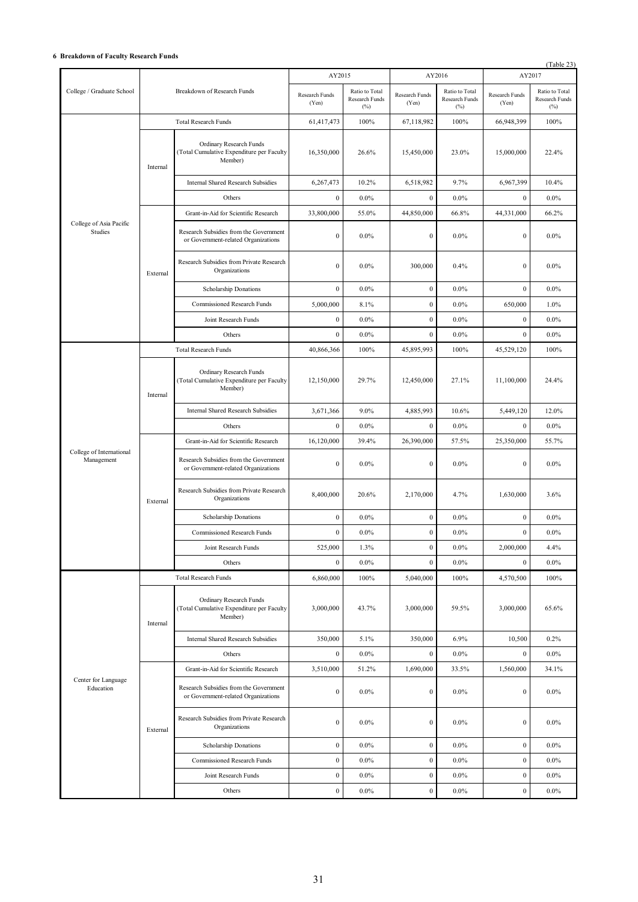### 6 Breakdown of Faculty Research Funds

(Table 23)

| College / Graduate School | Breakdown of Research Funds | | AY2015 | | AY2016 | | AY2017 | |
|---|---|---|---|---|---|---|---|---|
| | | | Research Funds (Yen) | Ratio to Total Research Funds (%) | Research Funds (Yen) | Ratio to Total Research Funds (%) | Research Funds (Yen) | Ratio to Total Research Funds (%) |
| College of Asia Pacific Studies | Total Research Funds | | 61,417,473 | 100% | 67,118,982 | 100% | 66,948,399 | 100% |
| | Internal | Ordinary Research Funds (Total Cumulative Expenditure per Faculty Member) | 16,350,000 | 26.6% | 15,450,000 | 23.0% | 15,000,000 | 22.4% |
| | | Internal Shared Research Subsidies | 6,267,473 | 10.2% | 6,518,982 | 9.7% | 6,967,399 | 10.4% |
| | | Others | 0 | 0.0% | 0 | 0.0% | 0 | 0.0% |
| | External | Grant-in-Aid for Scientific Research | 33,800,000 | 55.0% | 44,850,000 | 66.8% | 44,331,000 | 66.2% |
| | | Research Subsidies from the Government or Government-related Organizations | 0 | 0.0% | 0 | 0.0% | 0 | 0.0% |
| | | Research Subsidies from Private Research Organizations | 0 | 0.0% | 300,000 | 0.4% | 0 | 0.0% |
| | | Scholarship Donations | 0 | 0.0% | 0 | 0.0% | 0 | 0.0% |
| | | Commissioned Research Funds | 5,000,000 | 8.1% | 0 | 0.0% | 650,000 | 1.0% |
| | | Joint Research Funds | 0 | 0.0% | 0 | 0.0% | 0 | 0.0% |
| | | Others | 0 | 0.0% | 0 | 0.0% | 0 | 0.0% |
| College of International Management | Total Research Funds | | 40,866,366 | 100% | 45,895,993 | 100% | 45,529,120 | 100% |
| | Internal | Ordinary Research Funds (Total Cumulative Expenditure per Faculty Member) | 12,150,000 | 29.7% | 12,450,000 | 27.1% | 11,100,000 | 24.4% |
| | | Internal Shared Research Subsidies | 3,671,366 | 9.0% | 4,885,993 | 10.6% | 5,449,120 | 12.0% |
| | | Others | 0 | 0.0% | 0 | 0.0% | 0 | 0.0% |
| | External | Grant-in-Aid for Scientific Research | 16,120,000 | 39.4% | 26,390,000 | 57.5% | 25,350,000 | 55.7% |
| | | Research Subsidies from the Government or Government-related Organizations | 0 | 0.0% | 0 | 0.0% | 0 | 0.0% |
| | | Research Subsidies from Private Research Organizations | 8,400,000 | 20.6% | 2,170,000 | 4.7% | 1,630,000 | 3.6% |
| | | Scholarship Donations | 0 | 0.0% | 0 | 0.0% | 0 | 0.0% |
| | | Commissioned Research Funds | 0 | 0.0% | 0 | 0.0% | 0 | 0.0% |
| | | Joint Research Funds | 525,000 | 1.3% | 0 | 0.0% | 2,000,000 | 4.4% |
| | | Others | 0 | 0.0% | 0 | 0.0% | 0 | 0.0% |
| Center for Language Education | Total Research Funds | | 6,860,000 | 100% | 5,040,000 | 100% | 4,570,500 | 100% |
| | Internal | Ordinary Research Funds (Total Cumulative Expenditure per Faculty Member) | 3,000,000 | 43.7% | 3,000,000 | 59.5% | 3,000,000 | 65.6% |
| | | Internal Shared Research Subsidies | 350,000 | 5.1% | 350,000 | 6.9% | 10,500 | 0.2% |
| | | Others | 0 | 0.0% | 0 | 0.0% | 0 | 0.0% |
| | External | Grant-in-Aid for Scientific Research | 3,510,000 | 51.2% | 1,690,000 | 33.5% | 1,560,000 | 34.1% |
| | | Research Subsidies from the Government or Government-related Organizations | 0 | 0.0% | 0 | 0.0% | 0 | 0.0% |
| | | Research Subsidies from Private Research Organizations | 0 | 0.0% | 0 | 0.0% | 0 | 0.0% |
| | | Scholarship Donations | 0 | 0.0% | 0 | 0.0% | 0 | 0.0% |
| | | Commissioned Research Funds | 0 | 0.0% | 0 | 0.0% | 0 | 0.0% |
| | | Joint Research Funds | 0 | 0.0% | 0 | 0.0% | 0 | 0.0% |
| | | Others | 0 | 0.0% | 0 | 0.0% | 0 | 0.0% |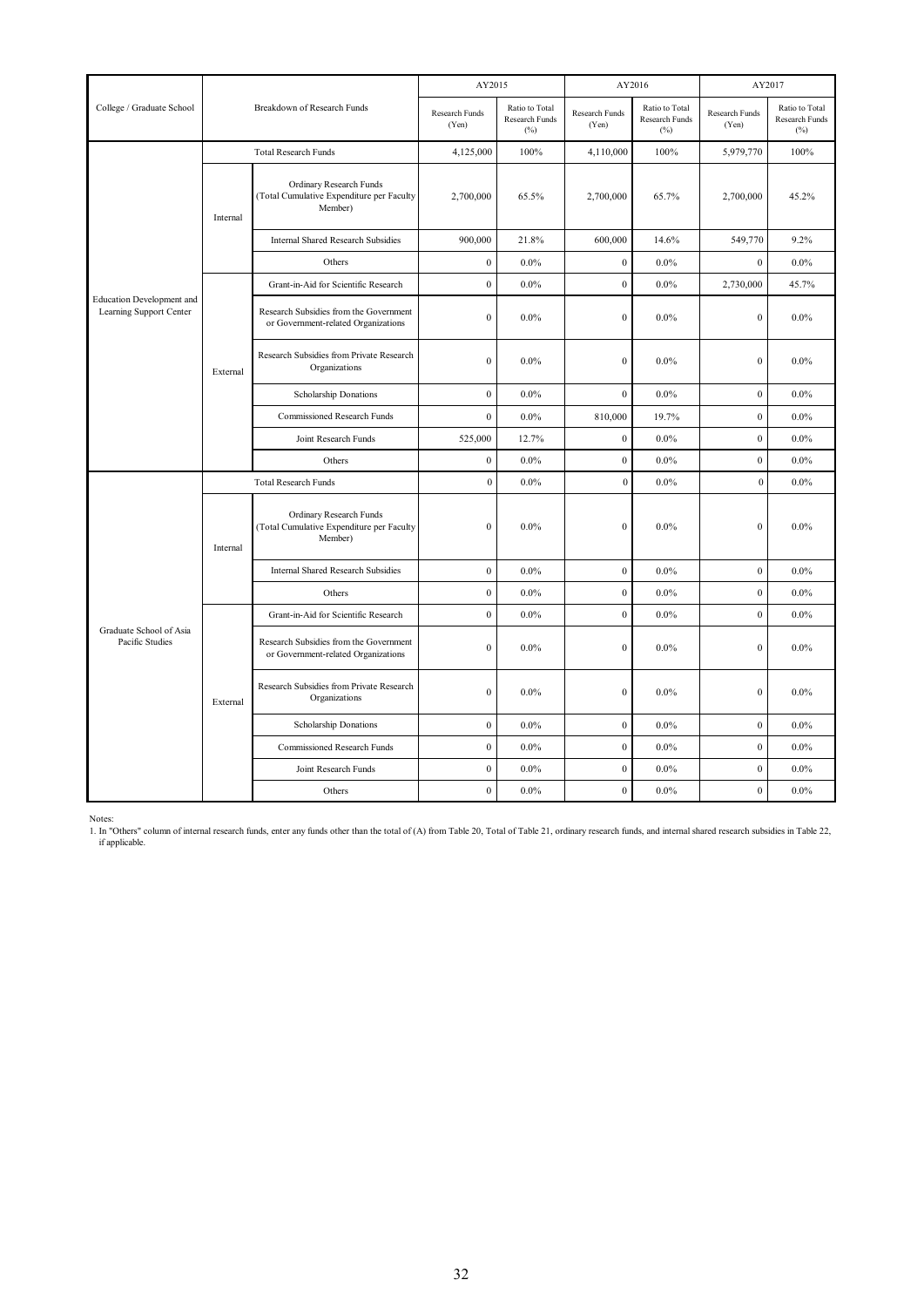| College / Graduate School | Breakdown of Research Funds | | AY2015 | | AY2016 | | AY2017 | |
|---|---|---|---|---|---|---|---|---|
| | | | Research Funds (Yen) | Ratio to Total Research Funds (%) | Research Funds (Yen) | Ratio to Total Research Funds (%) | Research Funds (Yen) | Ratio to Total Research Funds (%) |
| Education Development and Learning Support Center | Total Research Funds | | 4,125,000 | 100% | 4,110,000 | 100% | 5,979,770 | 100% |
| | Internal | Ordinary Research Funds (Total Cumulative Expenditure per Faculty Member) | 2,700,000 | 65.5% | 2,700,000 | 65.7% | 2,700,000 | 45.2% |
| | | Internal Shared Research Subsidies | 900,000 | 21.8% | 600,000 | 14.6% | 549,770 | 9.2% |
| | | Others | 0 | 0.0% | 0 | 0.0% | 0 | 0.0% |
| | External | Grant-in-Aid for Scientific Research | 0 | 0.0% | 0 | 0.0% | 2,730,000 | 45.7% |
| | | Research Subsidies from the Government or Government-related Organizations | 0 | 0.0% | 0 | 0.0% | 0 | 0.0% |
| | | Research Subsidies from Private Research Organizations | 0 | 0.0% | 0 | 0.0% | 0 | 0.0% |
| | | Scholarship Donations | 0 | 0.0% | 0 | 0.0% | 0 | 0.0% |
| | | Commissioned Research Funds | 0 | 0.0% | 810,000 | 19.7% | 0 | 0.0% |
| | | Joint Research Funds | 525,000 | 12.7% | 0 | 0.0% | 0 | 0.0% |
| | | Others | 0 | 0.0% | 0 | 0.0% | 0 | 0.0% |
| Graduate School of Asia Pacific Studies | Total Research Funds | | 0 | 0.0% | 0 | 0.0% | 0 | 0.0% |
| | Internal | Ordinary Research Funds (Total Cumulative Expenditure per Faculty Member) | 0 | 0.0% | 0 | 0.0% | 0 | 0.0% |
| | | Internal Shared Research Subsidies | 0 | 0.0% | 0 | 0.0% | 0 | 0.0% |
| | | Others | 0 | 0.0% | 0 | 0.0% | 0 | 0.0% |
| | External | Grant-in-Aid for Scientific Research | 0 | 0.0% | 0 | 0.0% | 0 | 0.0% |
| | | Research Subsidies from the Government or Government-related Organizations | 0 | 0.0% | 0 | 0.0% | 0 | 0.0% |
| | | Research Subsidies from Private Research Organizations | 0 | 0.0% | 0 | 0.0% | 0 | 0.0% |
| | | Scholarship Donations | 0 | 0.0% | 0 | 0.0% | 0 | 0.0% |
| | | Commissioned Research Funds | 0 | 0.0% | 0 | 0.0% | 0 | 0.0% |
| | | Joint Research Funds | 0 | 0.0% | 0 | 0.0% | 0 | 0.0% |
| | | Others | 0 | 0.0% | 0 | 0.0% | 0 | 0.0% |

Notes:
1. In "Others" column of internal research funds, enter any funds other than the total of (A) from Table 20, Total of Table 21, ordinary research funds, and internal shared research subsidies in Table 22, if applicable.